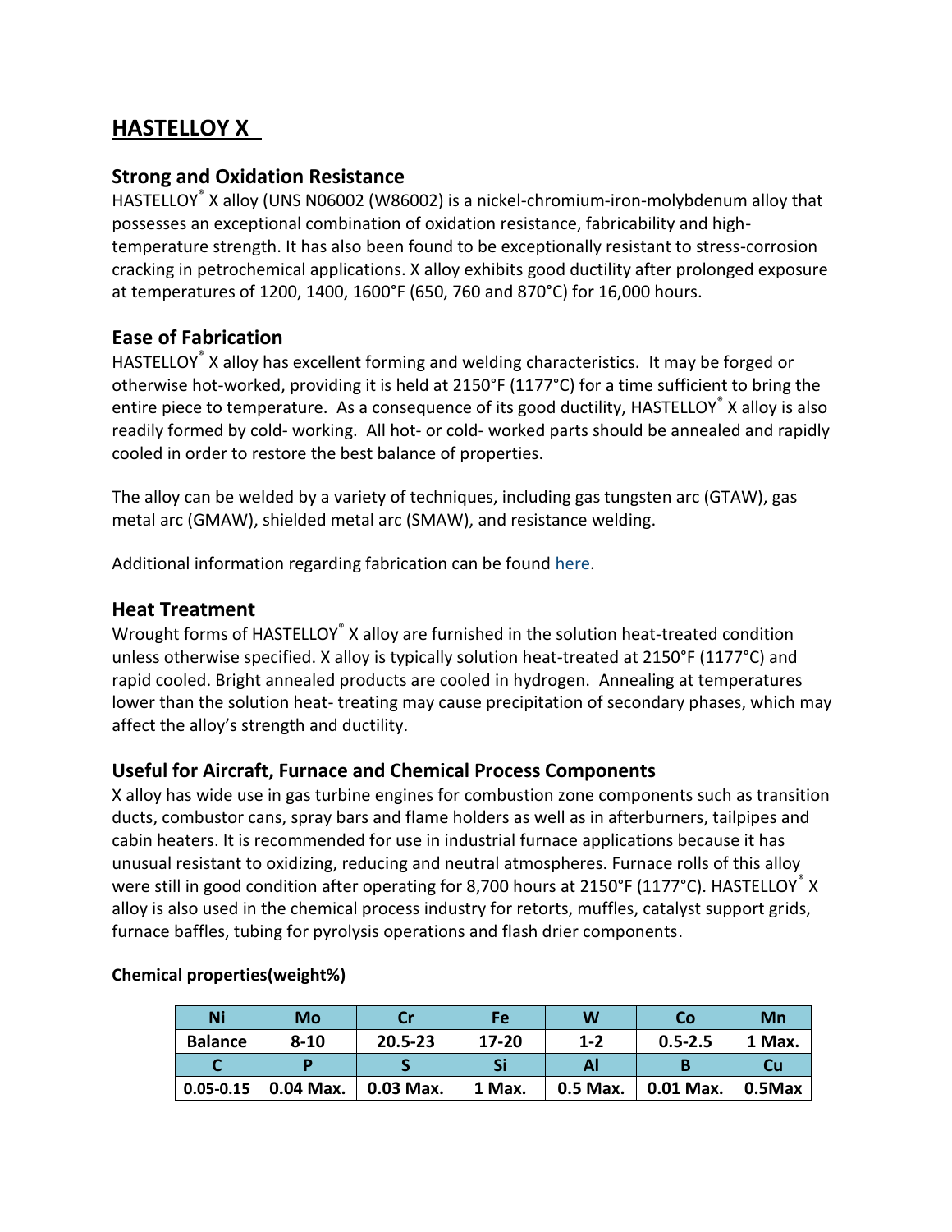# HASTELLOY X

## Strong and Oxidation Resistance

HASTELLOY® X alloy (UNS N06002 (W86002) is a nickel-chromium-iron-molybdenum alloy that possesses an exceptional combination of oxidation resistance, fabricability and high-temperature strength. It has also been found to be exceptionally resistant to stress-corrosion cracking in petrochemical applications. X alloy exhibits good ductility after prolonged exposure at temperatures of 1200, 1400, 1600°F (650, 760 and 870°C) for 16,000 hours.

## Ease of Fabrication

HASTELLOY® X alloy has excellent forming and welding characteristics. It may be forged or otherwise hot-worked, providing it is held at 2150°F (1177°C) for a time sufficient to bring the entire piece to temperature. As a consequence of its good ductility, HASTELLOY® X alloy is also readily formed by cold- working. All hot- or cold- worked parts should be annealed and rapidly cooled in order to restore the best balance of properties.

The alloy can be welded by a variety of techniques, including gas tungsten arc (GTAW), gas metal arc (GMAW), shielded metal arc (SMAW), and resistance welding.

Additional information regarding fabrication can be found here.

## Heat Treatment

Wrought forms of HASTELLOY® X alloy are furnished in the solution heat-treated condition unless otherwise specified. X alloy is typically solution heat-treated at 2150°F (1177°C) and rapid cooled. Bright annealed products are cooled in hydrogen. Annealing at temperatures lower than the solution heat- treating may cause precipitation of secondary phases, which may affect the alloy's strength and ductility.

## Useful for Aircraft, Furnace and Chemical Process Components

X alloy has wide use in gas turbine engines for combustion zone components such as transition ducts, combustor cans, spray bars and flame holders as well as in afterburners, tailpipes and cabin heaters. It is recommended for use in industrial furnace applications because it has unusual resistant to oxidizing, reducing and neutral atmospheres. Furnace rolls of this alloy were still in good condition after operating for 8,700 hours at 2150°F (1177°C). HASTELLOY® X alloy is also used in the chemical process industry for retorts, muffles, catalyst support grids, furnace baffles, tubing for pyrolysis operations and flash drier components.

**Chemical properties(weight%)**

| Ni | Mo | Cr | Fe | W | Co | Mn |
|---|---|---|---|---|---|---|
| Balance | 8-10 | 20.5-23 | 17-20 | 1-2 | 0.5-2.5 | 1 Max. |
| **C** | **P** | **S** | **Si** | **Al** | **B** | **Cu** |
| 0.05-0.15 | 0.04 Max. | 0.03 Max. | 1 Max. | 0.5 Max. | 0.01 Max. | 0.5Max |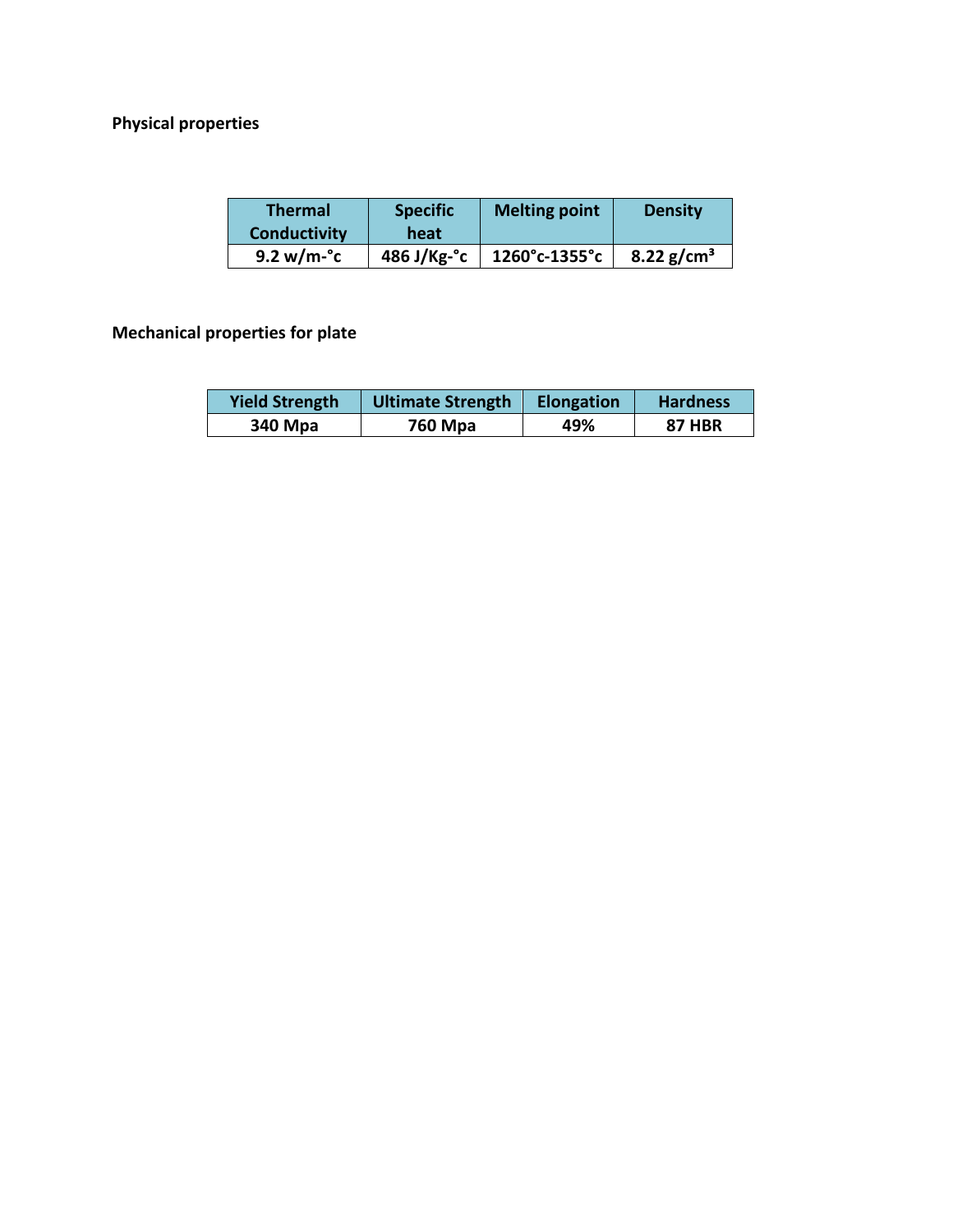**Physical properties**

| Thermal Conductivity | Specific heat | Melting point | Density |
|---|---|---|---|
| **9.2 w/m-°c** | **486 J/Kg-°c** | **1260°c-1355°c** | **8.22 g/cm³** |

**Mechanical properties for plate**

| Yield Strength | Ultimate Strength | Elongation | Hardness |
|---|---|---|---|
| **340 Mpa** | **760 Mpa** | **49%** | **87 HBR** |